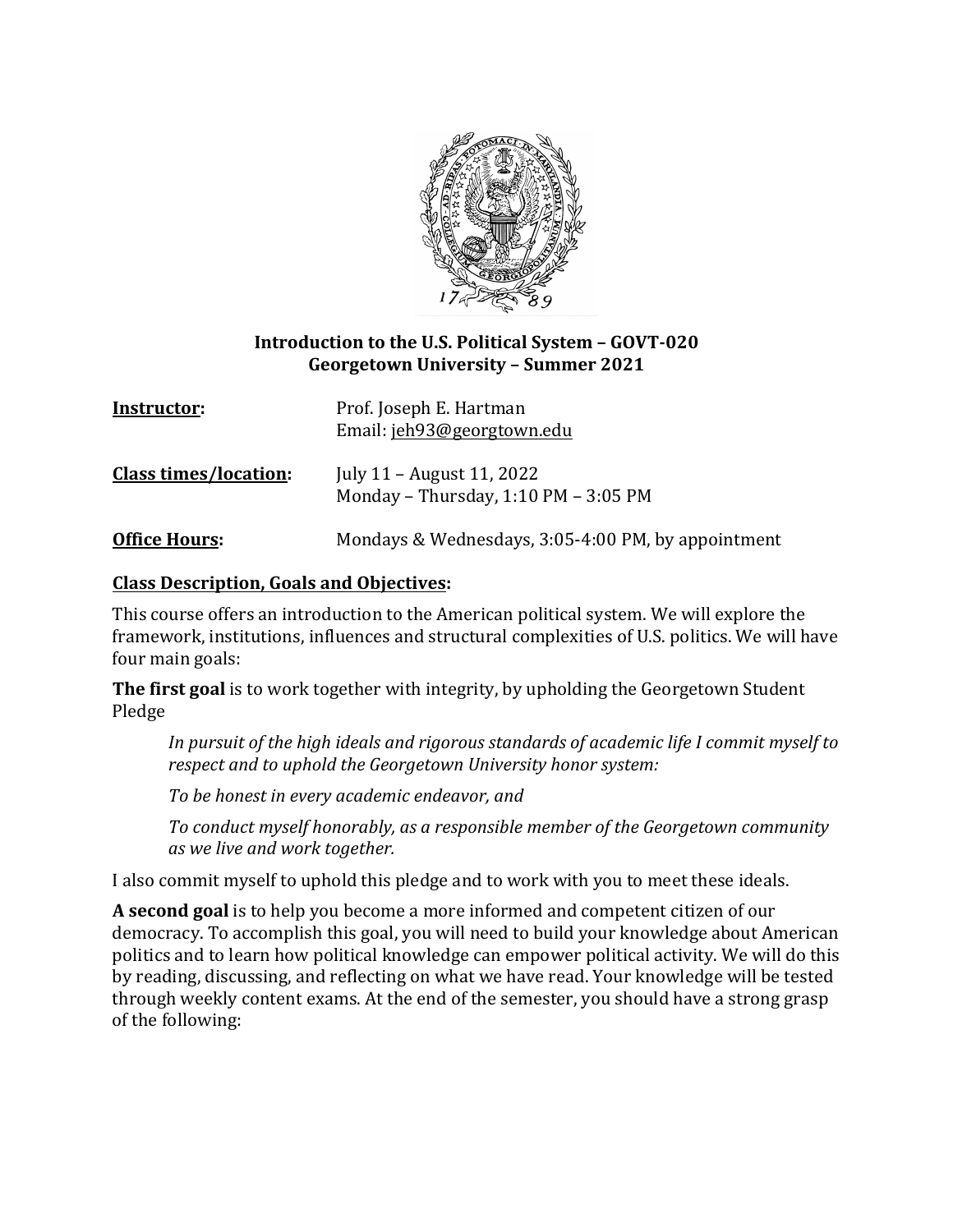**Introduction to the U.S. Political System – GOVT-020**
**Georgetown University – Summer 2021**

| | |
|---|---|
| **Instructor:** | Prof. Joseph E. Hartman<br>Email: jeh93@georgtown.edu |
| **Class times/location:** | July 11 – August 11, 2022<br>Monday – Thursday, 1:10 PM – 3:05 PM |
| **Office Hours:** | Mondays & Wednesdays, 3:05-4:00 PM, by appointment |

## Class Description, Goals and Objectives:

This course offers an introduction to the American political system. We will explore the framework, institutions, influences and structural complexities of U.S. politics. We will have four main goals:

**The first goal** is to work together with integrity, by upholding the Georgetown Student Pledge

> *In pursuit of the high ideals and rigorous standards of academic life I commit myself to respect and to uphold the Georgetown University honor system:*
>
> *To be honest in every academic endeavor, and*
>
> *To conduct myself honorably, as a responsible member of the Georgetown community as we live and work together.*

I also commit myself to uphold this pledge and to work with you to meet these ideals.

**A second goal** is to help you become a more informed and competent citizen of our democracy. To accomplish this goal, you will need to build your knowledge about American politics and to learn how political knowledge can empower political activity. We will do this by reading, discussing, and reflecting on what we have read. Your knowledge will be tested through weekly content exams. At the end of the semester, you should have a strong grasp of the following: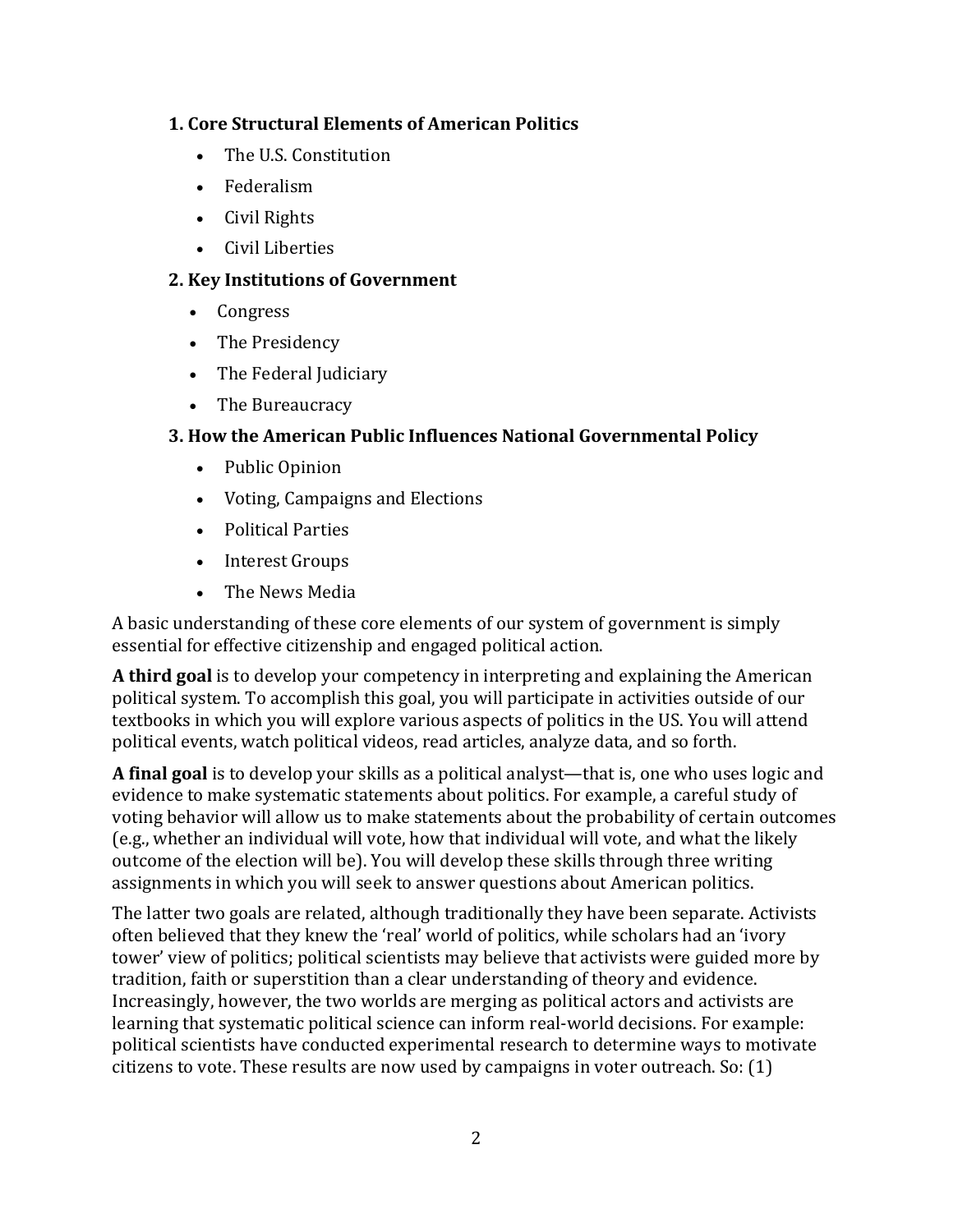**1. Core Structural Elements of American Politics**

- The U.S. Constitution
- Federalism
- Civil Rights
- Civil Liberties

**2. Key Institutions of Government**

- Congress
- The Presidency
- The Federal Judiciary
- The Bureaucracy

**3. How the American Public Influences National Governmental Policy**

- Public Opinion
- Voting, Campaigns and Elections
- Political Parties
- Interest Groups
- The News Media

A basic understanding of these core elements of our system of government is simply essential for effective citizenship and engaged political action.

**A third goal** is to develop your competency in interpreting and explaining the American political system. To accomplish this goal, you will participate in activities outside of our textbooks in which you will explore various aspects of politics in the US. You will attend political events, watch political videos, read articles, analyze data, and so forth.

**A final goal** is to develop your skills as a political analyst—that is, one who uses logic and evidence to make systematic statements about politics. For example, a careful study of voting behavior will allow us to make statements about the probability of certain outcomes (e.g., whether an individual will vote, how that individual will vote, and what the likely outcome of the election will be). You will develop these skills through three writing assignments in which you will seek to answer questions about American politics.

The latter two goals are related, although traditionally they have been separate. Activists often believed that they knew the 'real' world of politics, while scholars had an 'ivory tower' view of politics; political scientists may believe that activists were guided more by tradition, faith or superstition than a clear understanding of theory and evidence. Increasingly, however, the two worlds are merging as political actors and activists are learning that systematic political science can inform real-world decisions. For example: political scientists have conducted experimental research to determine ways to motivate citizens to vote. These results are now used by campaigns in voter outreach. So: (1)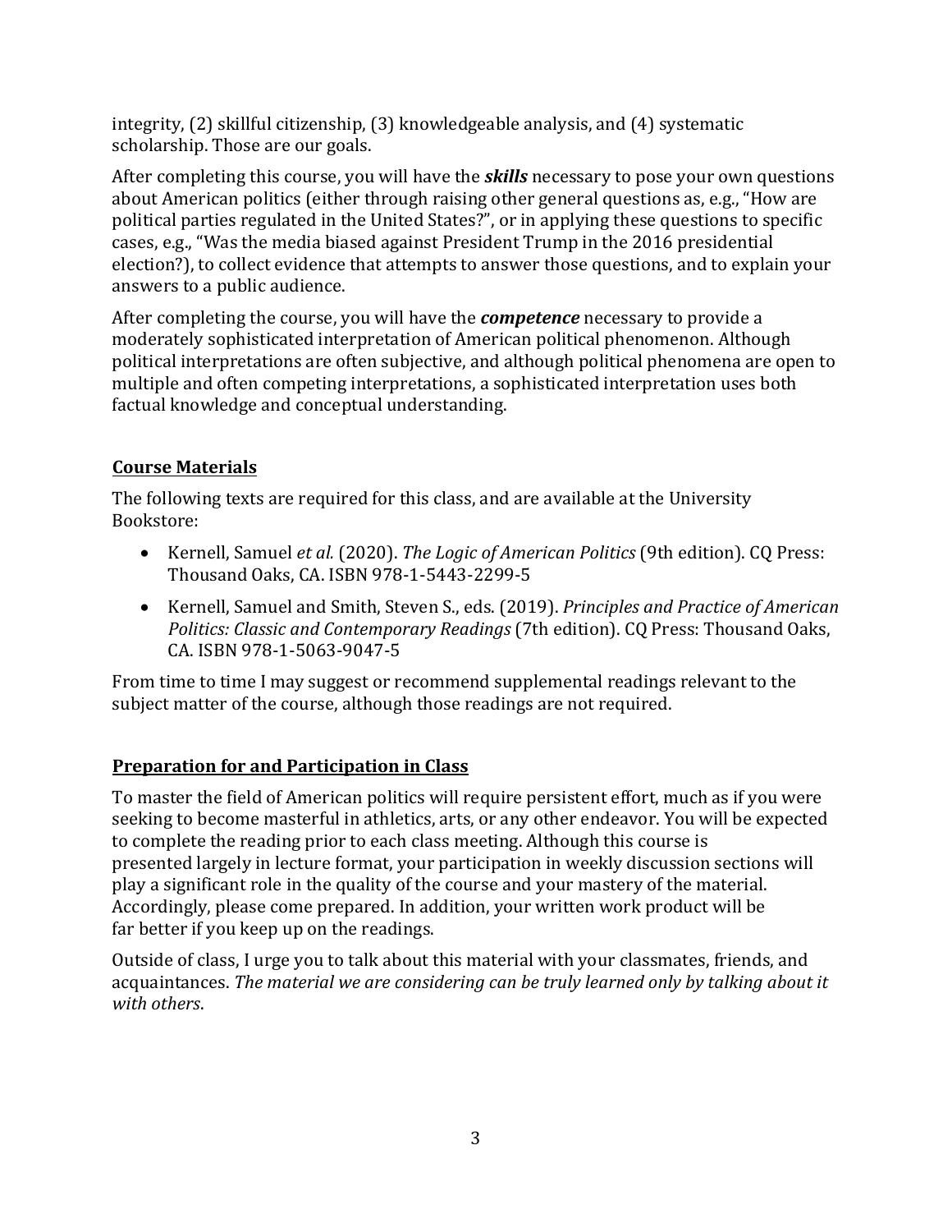integrity, (2) skillful citizenship, (3) knowledgeable analysis, and (4) systematic scholarship. Those are our goals.

After completing this course, you will have the ***skills*** necessary to pose your own questions about American politics (either through raising other general questions as, e.g., "How are political parties regulated in the United States?", or in applying these questions to specific cases, e.g., "Was the media biased against President Trump in the 2016 presidential election?), to collect evidence that attempts to answer those questions, and to explain your answers to a public audience.

After completing the course, you will have the ***competence*** necessary to provide a moderately sophisticated interpretation of American political phenomenon. Although political interpretations are often subjective, and although political phenomena are open to multiple and often competing interpretations, a sophisticated interpretation uses both factual knowledge and conceptual understanding.

## Course Materials

The following texts are required for this class, and are available at the University Bookstore:

- Kernell, Samuel *et al.* (2020). *The Logic of American Politics* (9th edition). CQ Press: Thousand Oaks, CA. ISBN 978-1-5443-2299-5
- Kernell, Samuel and Smith, Steven S., eds. (2019). *Principles and Practice of American Politics: Classic and Contemporary Readings* (7th edition). CQ Press: Thousand Oaks, CA. ISBN 978-1-5063-9047-5

From time to time I may suggest or recommend supplemental readings relevant to the subject matter of the course, although those readings are not required.

## Preparation for and Participation in Class

To master the field of American politics will require persistent effort, much as if you were seeking to become masterful in athletics, arts, or any other endeavor. You will be expected to complete the reading prior to each class meeting. Although this course is presented largely in lecture format, your participation in weekly discussion sections will play a significant role in the quality of the course and your mastery of the material. Accordingly, please come prepared. In addition, your written work product will be far better if you keep up on the readings.

Outside of class, I urge you to talk about this material with your classmates, friends, and acquaintances. *The material we are considering can be truly learned only by talking about it with others*.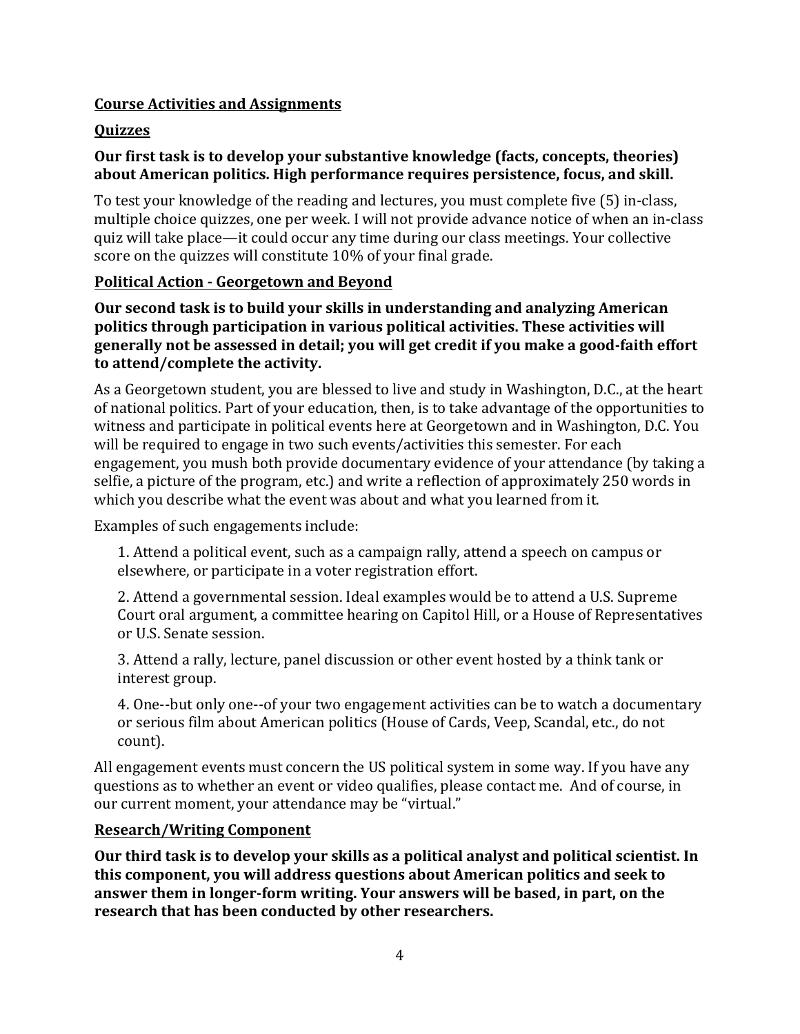## Course Activities and Assignments

### Quizzes

**Our first task is to develop your substantive knowledge (facts, concepts, theories) about American politics. High performance requires persistence, focus, and skill.**

To test your knowledge of the reading and lectures, you must complete five (5) in-class, multiple choice quizzes, one per week. I will not provide advance notice of when an in-class quiz will take place—it could occur any time during our class meetings. Your collective score on the quizzes will constitute 10% of your final grade.

### Political Action - Georgetown and Beyond

**Our second task is to build your skills in understanding and analyzing American politics through participation in various political activities. These activities will generally not be assessed in detail; you will get credit if you make a good-faith effort to attend/complete the activity.**

As a Georgetown student, you are blessed to live and study in Washington, D.C., at the heart of national politics. Part of your education, then, is to take advantage of the opportunities to witness and participate in political events here at Georgetown and in Washington, D.C. You will be required to engage in two such events/activities this semester. For each engagement, you mush both provide documentary evidence of your attendance (by taking a selfie, a picture of the program, etc.) and write a reflection of approximately 250 words in which you describe what the event was about and what you learned from it.

Examples of such engagements include:

1. Attend a political event, such as a campaign rally, attend a speech on campus or elsewhere, or participate in a voter registration effort.
2. Attend a governmental session. Ideal examples would be to attend a U.S. Supreme Court oral argument, a committee hearing on Capitol Hill, or a House of Representatives or U.S. Senate session.
3. Attend a rally, lecture, panel discussion or other event hosted by a think tank or interest group.
4. One--but only one--of your two engagement activities can be to watch a documentary or serious film about American politics (House of Cards, Veep, Scandal, etc., do not count).

All engagement events must concern the US political system in some way. If you have any questions as to whether an event or video qualifies, please contact me. And of course, in our current moment, your attendance may be "virtual."

### Research/Writing Component

**Our third task is to develop your skills as a political analyst and political scientist. In this component, you will address questions about American politics and seek to answer them in longer-form writing. Your answers will be based, in part, on the research that has been conducted by other researchers.**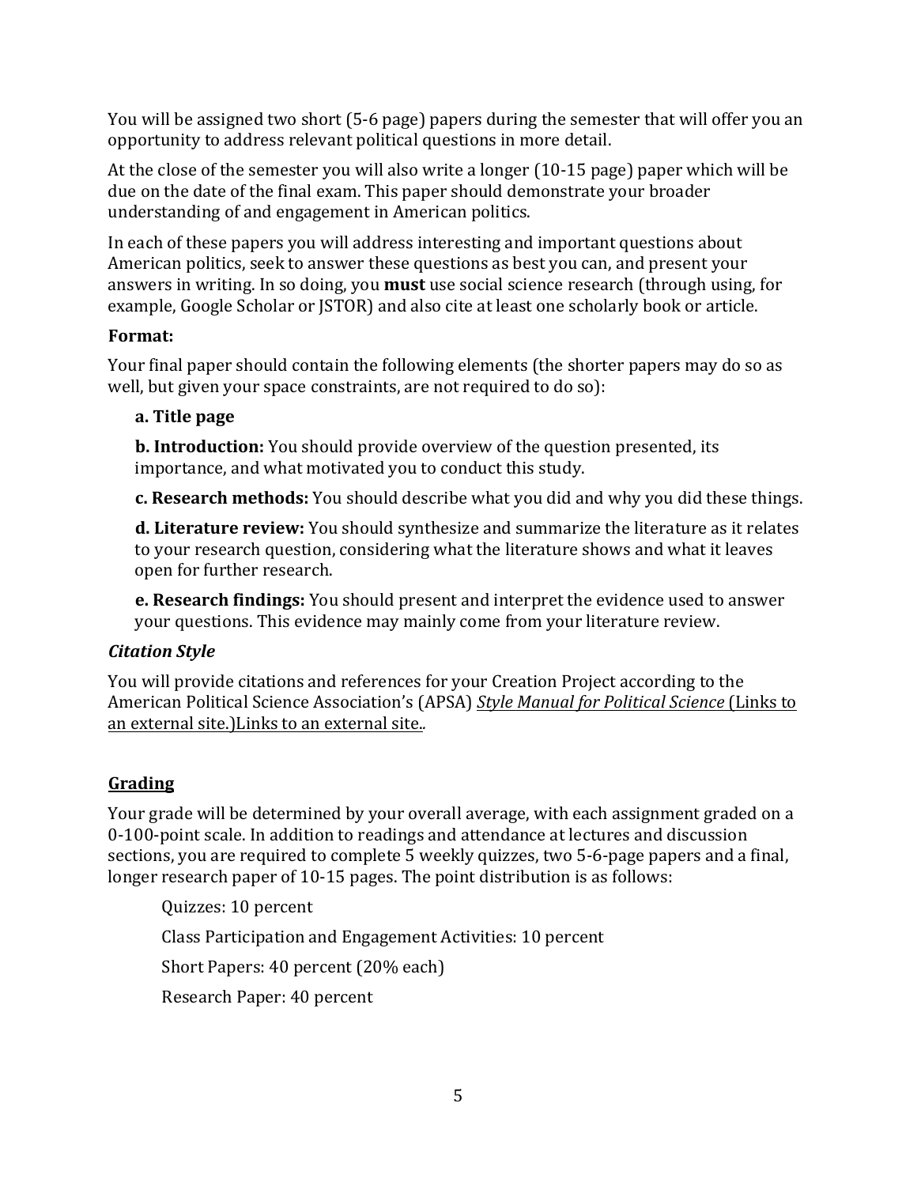You will be assigned two short (5-6 page) papers during the semester that will offer you an opportunity to address relevant political questions in more detail.

At the close of the semester you will also write a longer (10-15 page) paper which will be due on the date of the final exam. This paper should demonstrate your broader understanding of and engagement in American politics.

In each of these papers you will address interesting and important questions about American politics, seek to answer these questions as best you can, and present your answers in writing. In so doing, you **must** use social science research (through using, for example, Google Scholar or JSTOR) and also cite at least one scholarly book or article.

**Format:**

Your final paper should contain the following elements (the shorter papers may do so as well, but given your space constraints, are not required to do so):

**a. Title page**

**b. Introduction:** You should provide overview of the question presented, its importance, and what motivated you to conduct this study.

**c. Research methods:** You should describe what you did and why you did these things.

**d. Literature review:** You should synthesize and summarize the literature as it relates to your research question, considering what the literature shows and what it leaves open for further research.

**e. Research findings:** You should present and interpret the evidence used to answer your questions. This evidence may mainly come from your literature review.

***Citation Style***

You will provide citations and references for your Creation Project according to the American Political Science Association's (APSA) *Style Manual for Political Science* (Links to an external site.)Links to an external site..

## Grading

Your grade will be determined by your overall average, with each assignment graded on a 0-100-point scale. In addition to readings and attendance at lectures and discussion sections, you are required to complete 5 weekly quizzes, two 5-6-page papers and a final, longer research paper of 10-15 pages. The point distribution is as follows:

Quizzes: 10 percent

Class Participation and Engagement Activities: 10 percent

Short Papers: 40 percent (20% each)

Research Paper: 40 percent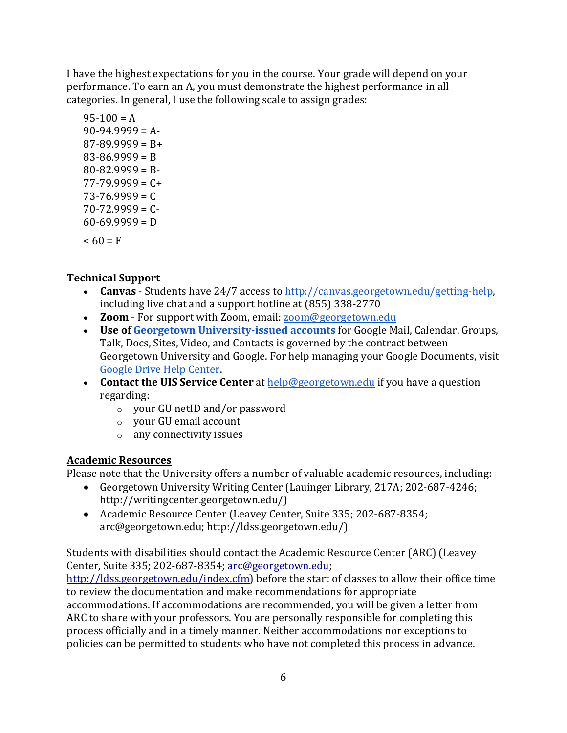I have the highest expectations for you in the course. Your grade will depend on your performance. To earn an A, you must demonstrate the highest performance in all categories. In general, I use the following scale to assign grades:

95-100 = A
90-94.9999 = A-
87-89.9999 = B+
83-86.9999 = B
80-82.9999 = B-
77-79.9999 = C+
73-76.9999 = C
70-72.9999 = C-
60-69.9999 = D

< 60 = F

## Technical Support

- **Canvas** - Students have 24/7 access to http://canvas.georgetown.edu/getting-help, including live chat and a support hotline at (855) 338-2770
- **Zoom** - For support with Zoom, email: zoom@georgetown.edu
- **Use of Georgetown University-issued accounts** for Google Mail, Calendar, Groups, Talk, Docs, Sites, Video, and Contacts is governed by the contract between Georgetown University and Google. For help managing your Google Documents, visit Google Drive Help Center.
- **Contact the UIS Service Center** at help@georgetown.edu if you have a question regarding:
  - your GU netID and/or password
  - your GU email account
  - any connectivity issues

## Academic Resources

Please note that the University offers a number of valuable academic resources, including:

- Georgetown University Writing Center (Lauinger Library, 217A; 202-687-4246; http://writingcenter.georgetown.edu/)
- Academic Resource Center (Leavey Center, Suite 335; 202-687-8354; arc@georgetown.edu; http://ldss.georgetown.edu/)

Students with disabilities should contact the Academic Resource Center (ARC) (Leavey Center, Suite 335; 202-687-8354; arc@georgetown.edu; http://ldss.georgetown.edu/index.cfm) before the start of classes to allow their office time to review the documentation and make recommendations for appropriate accommodations. If accommodations are recommended, you will be given a letter from ARC to share with your professors. You are personally responsible for completing this process officially and in a timely manner. Neither accommodations nor exceptions to policies can be permitted to students who have not completed this process in advance.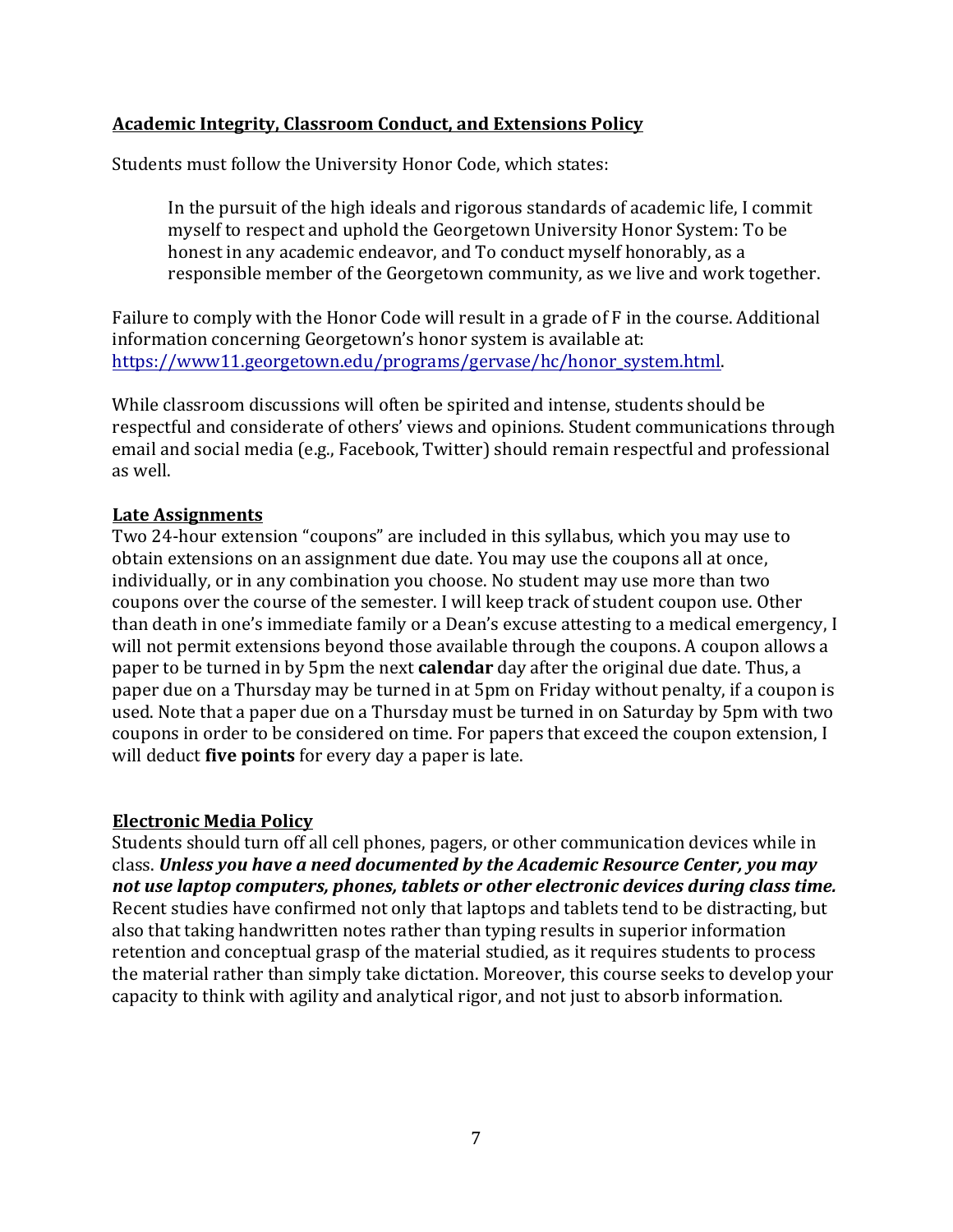## Academic Integrity, Classroom Conduct, and Extensions Policy

Students must follow the University Honor Code, which states:

> In the pursuit of the high ideals and rigorous standards of academic life, I commit myself to respect and uphold the Georgetown University Honor System: To be honest in any academic endeavor, and To conduct myself honorably, as a responsible member of the Georgetown community, as we live and work together.

Failure to comply with the Honor Code will result in a grade of F in the course. Additional information concerning Georgetown's honor system is available at: https://www11.georgetown.edu/programs/gervase/hc/honor_system.html.

While classroom discussions will often be spirited and intense, students should be respectful and considerate of others' views and opinions. Student communications through email and social media (e.g., Facebook, Twitter) should remain respectful and professional as well.

## Late Assignments

Two 24-hour extension "coupons" are included in this syllabus, which you may use to obtain extensions on an assignment due date. You may use the coupons all at once, individually, or in any combination you choose. No student may use more than two coupons over the course of the semester. I will keep track of student coupon use. Other than death in one's immediate family or a Dean's excuse attesting to a medical emergency, I will not permit extensions beyond those available through the coupons. A coupon allows a paper to be turned in by 5pm the next **calendar** day after the original due date. Thus, a paper due on a Thursday may be turned in at 5pm on Friday without penalty, if a coupon is used. Note that a paper due on a Thursday must be turned in on Saturday by 5pm with two coupons in order to be considered on time. For papers that exceed the coupon extension, I will deduct **five points** for every day a paper is late.

## Electronic Media Policy

Students should turn off all cell phones, pagers, or other communication devices while in class. ***Unless you have a need documented by the Academic Resource Center, you may not use laptop computers, phones, tablets or other electronic devices during class time.*** Recent studies have confirmed not only that laptops and tablets tend to be distracting, but also that taking handwritten notes rather than typing results in superior information retention and conceptual grasp of the material studied, as it requires students to process the material rather than simply take dictation. Moreover, this course seeks to develop your capacity to think with agility and analytical rigor, and not just to absorb information.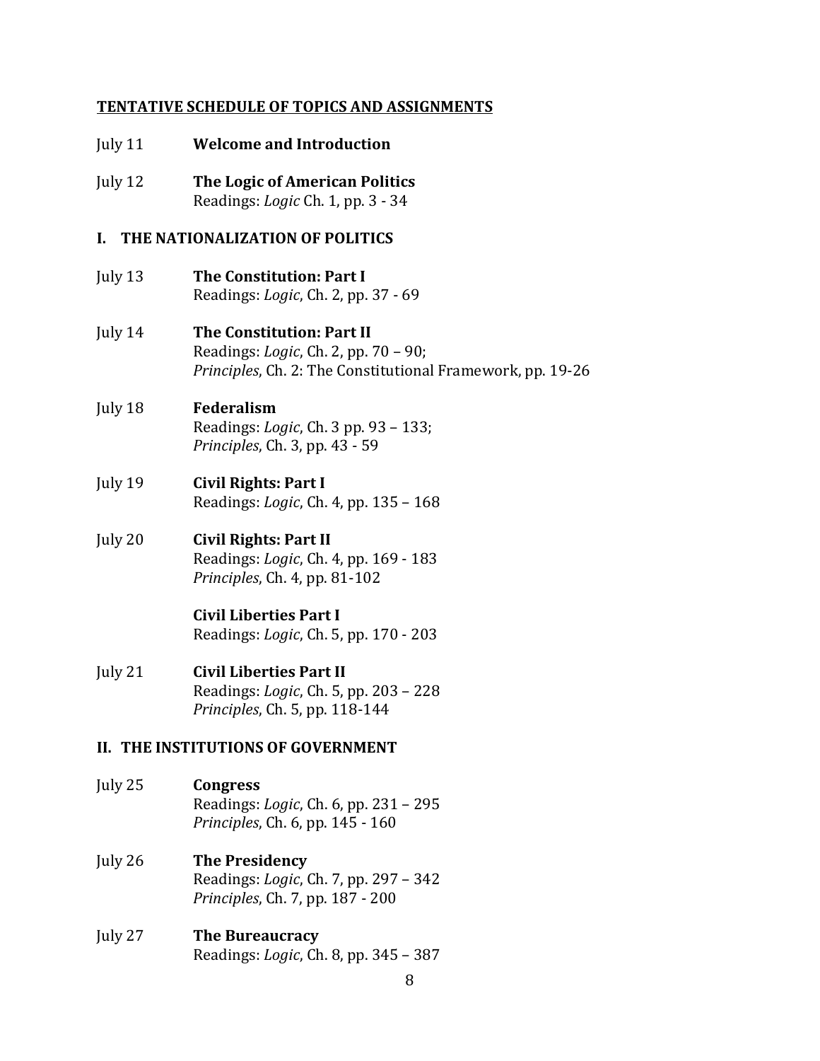## TENTATIVE SCHEDULE OF TOPICS AND ASSIGNMENTS

July 11 **Welcome and Introduction**

July 12 **The Logic of American Politics**
Readings: *Logic* Ch. 1, pp. 3 - 34

### I. THE NATIONALIZATION OF POLITICS

July 13 **The Constitution: Part I**
Readings: *Logic*, Ch. 2, pp. 37 - 69

July 14 **The Constitution: Part II**
Readings: *Logic*, Ch. 2, pp. 70 – 90;
*Principles*, Ch. 2: The Constitutional Framework, pp. 19-26

July 18 **Federalism**
Readings: *Logic*, Ch. 3 pp. 93 – 133;
*Principles*, Ch. 3, pp. 43 - 59

July 19 **Civil Rights: Part I**
Readings: *Logic*, Ch. 4, pp. 135 – 168

July 20 **Civil Rights: Part II**
Readings: *Logic*, Ch. 4, pp. 169 - 183
*Principles*, Ch. 4, pp. 81-102

**Civil Liberties Part I**
Readings: *Logic*, Ch. 5, pp. 170 - 203

July 21 **Civil Liberties Part II**
Readings: *Logic*, Ch. 5, pp. 203 – 228
*Principles*, Ch. 5, pp. 118-144

### II. THE INSTITUTIONS OF GOVERNMENT

July 25 **Congress**
Readings: *Logic*, Ch. 6, pp. 231 – 295
*Principles*, Ch. 6, pp. 145 - 160

July 26 **The Presidency**
Readings: *Logic*, Ch. 7, pp. 297 – 342
*Principles*, Ch. 7, pp. 187 - 200

July 27 **The Bureaucracy**
Readings: *Logic*, Ch. 8, pp. 345 – 387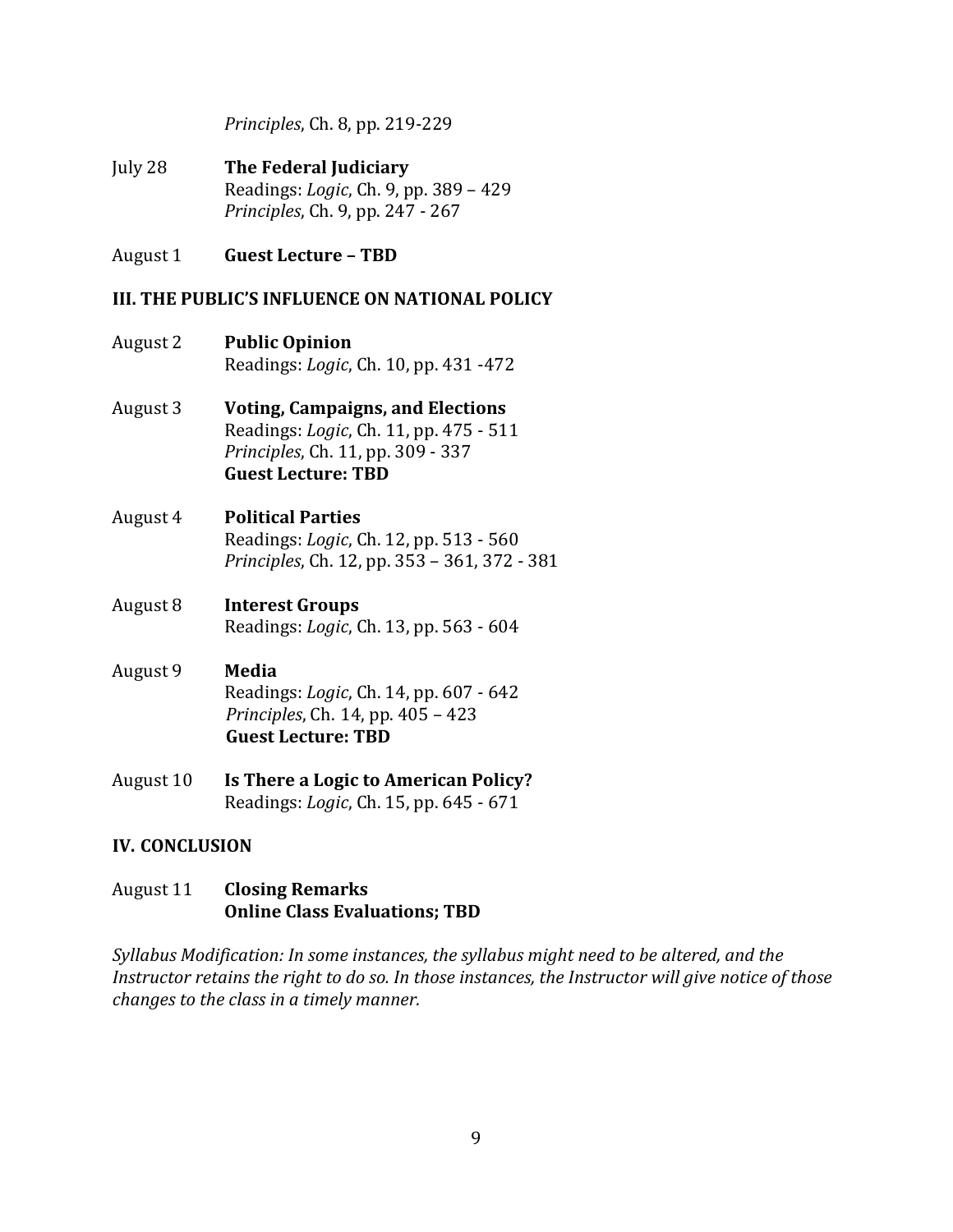*Principles*, Ch. 8, pp. 219-229

July 28 **The Federal Judiciary**
Readings: *Logic*, Ch. 9, pp. 389 – 429
*Principles*, Ch. 9, pp. 247 - 267

August 1 **Guest Lecture – TBD**

**III. THE PUBLIC'S INFLUENCE ON NATIONAL POLICY**

August 2 **Public Opinion**
Readings: *Logic*, Ch. 10, pp. 431 -472

August 3 **Voting, Campaigns, and Elections**
Readings: *Logic*, Ch. 11, pp. 475 - 511
*Principles*, Ch. 11, pp. 309 - 337
**Guest Lecture: TBD**

August 4 **Political Parties**
Readings: *Logic*, Ch. 12, pp. 513 - 560
*Principles*, Ch. 12, pp. 353 – 361, 372 - 381

August 8 **Interest Groups**
Readings: *Logic*, Ch. 13, pp. 563 - 604

August 9 **Media**
Readings: *Logic*, Ch. 14, pp. 607 - 642
*Principles*, Ch. 14, pp. 405 – 423
**Guest Lecture: TBD**

August 10 **Is There a Logic to American Policy?**
Readings: *Logic*, Ch. 15, pp. 645 - 671

**IV. CONCLUSION**

August 11 **Closing Remarks**
**Online Class Evaluations; TBD**

*Syllabus Modification: In some instances, the syllabus might need to be altered, and the Instructor retains the right to do so. In those instances, the Instructor will give notice of those changes to the class in a timely manner.*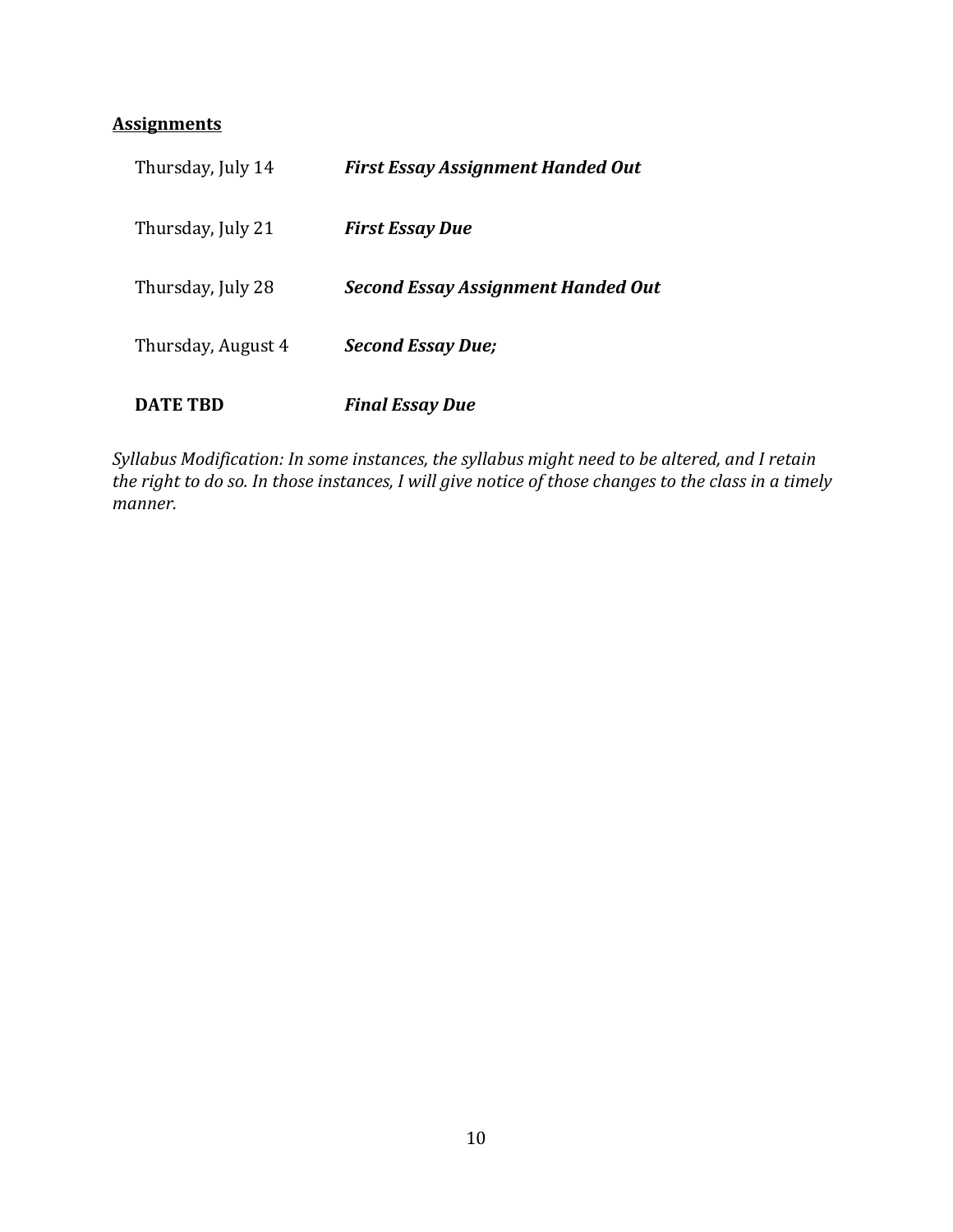**<u>Assignments</u>**

| | |
|---|---|
| Thursday, July 14 | ***First Essay Assignment Handed Out*** |
| Thursday, July 21 | ***First Essay Due*** |
| Thursday, July 28 | ***Second Essay Assignment Handed Out*** |
| Thursday, August 4 | ***Second Essay Due;*** |
| **DATE TBD** | ***Final Essay Due*** |

*Syllabus Modification: In some instances, the syllabus might need to be altered, and I retain the right to do so. In those instances, I will give notice of those changes to the class in a timely manner.*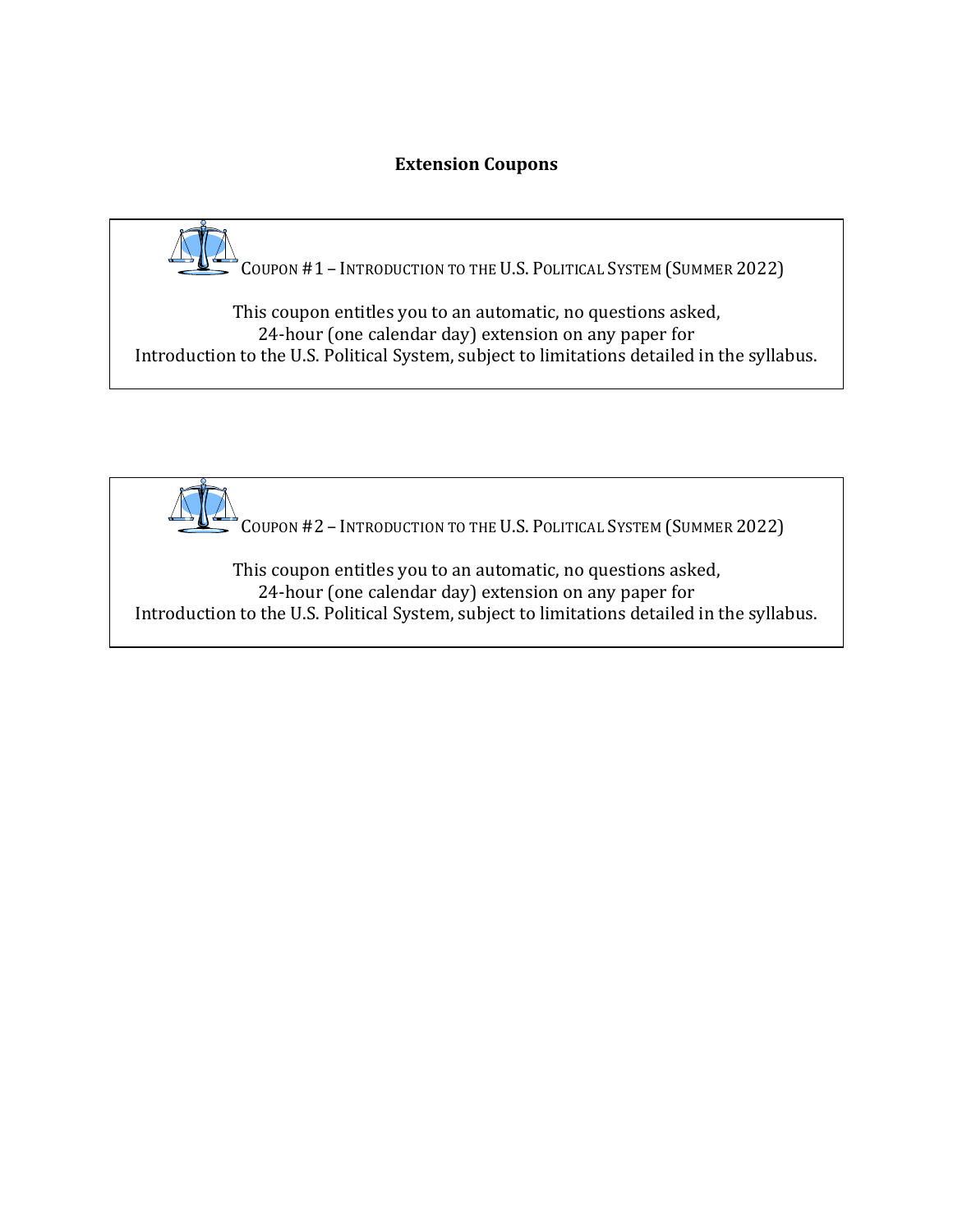**Extension Coupons**

COUPON #1 – INTRODUCTION TO THE U.S. POLITICAL SYSTEM (SUMMER 2022)

This coupon entitles you to an automatic, no questions asked,
24-hour (one calendar day) extension on any paper for
Introduction to the U.S. Political System, subject to limitations detailed in the syllabus.

COUPON #2 – INTRODUCTION TO THE U.S. POLITICAL SYSTEM (SUMMER 2022)

This coupon entitles you to an automatic, no questions asked,
24-hour (one calendar day) extension on any paper for
Introduction to the U.S. Political System, subject to limitations detailed in the syllabus.